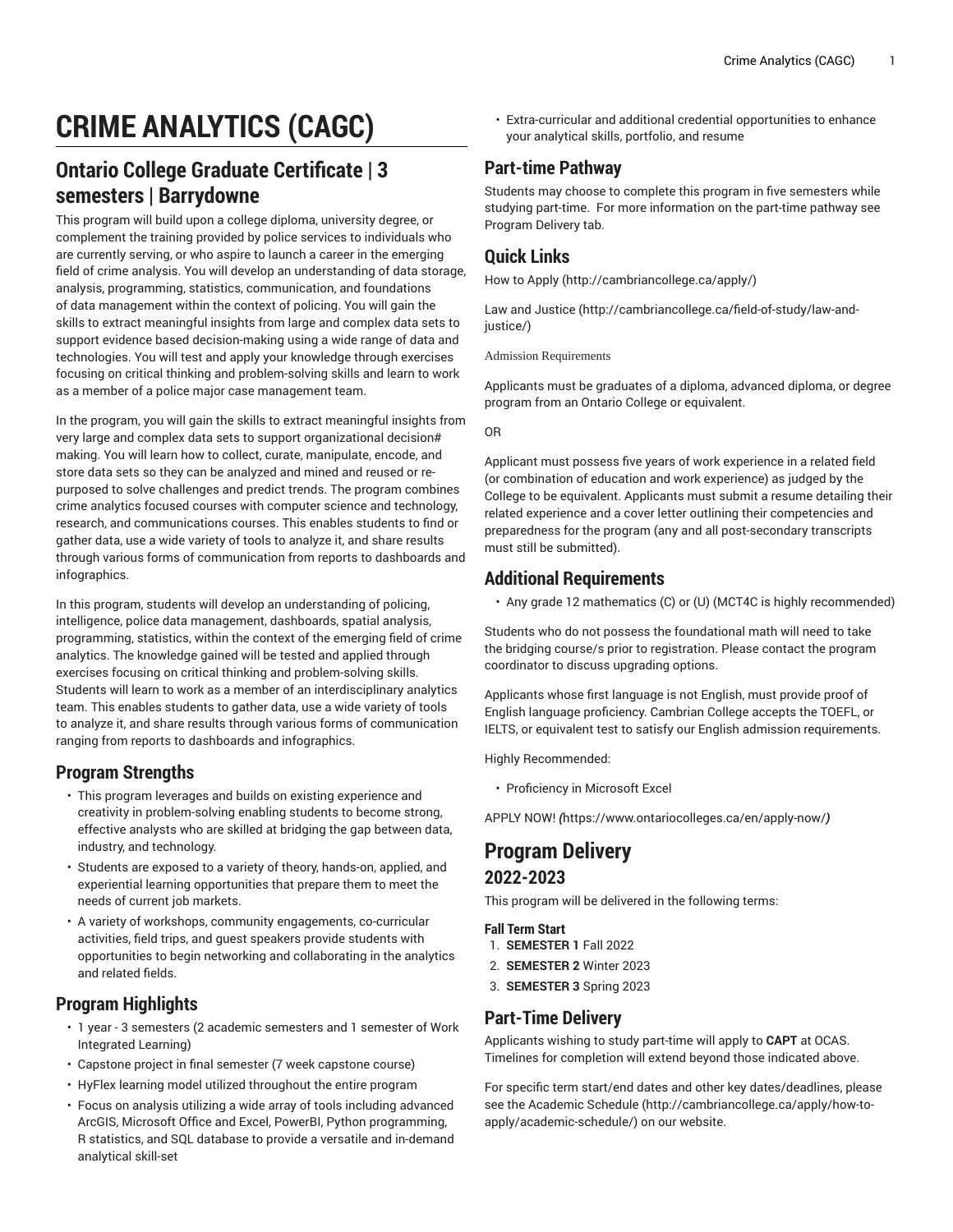# CRIME ANALYTICS (CAGC)

## Ontario College Graduate Certificate | 3 semesters | Barrydowne

This program will build upon a college diploma, university degree, or complement the training provided by police services to individuals who are currently serving, or who aspire to launch a career in the emerging field of crime analysis. You will develop an understanding of data storage, analysis, programming, statistics, communication, and foundations of data management within the context of policing. You will gain the skills to extract meaningful insights from large and complex data sets to support evidence based decision-making using a wide range of data and technologies. You will test and apply your knowledge through exercises focusing on critical thinking and problem-solving skills and learn to work as a member of a police major case management team.

In the program, you will gain the skills to extract meaningful insights from very large and complex data sets to support organizational decision# making. You will learn how to collect, curate, manipulate, encode, and store data sets so they can be analyzed and mined and reused or re-purposed to solve challenges and predict trends. The program combines crime analytics focused courses with computer science and technology, research, and communications courses. This enables students to find or gather data, use a wide variety of tools to analyze it, and share results through various forms of communication from reports to dashboards and infographics.

In this program, students will develop an understanding of policing, intelligence, police data management, dashboards, spatial analysis, programming, statistics, within the context of the emerging field of crime analytics. The knowledge gained will be tested and applied through exercises focusing on critical thinking and problem-solving skills. Students will learn to work as a member of an interdisciplinary analytics team. This enables students to gather data, use a wide variety of tools to analyze it, and share results through various forms of communication ranging from reports to dashboards and infographics.

### Program Strengths

- This program leverages and builds on existing experience and creativity in problem-solving enabling students to become strong, effective analysts who are skilled at bridging the gap between data, industry, and technology.
- Students are exposed to a variety of theory, hands-on, applied, and experiential learning opportunities that prepare them to meet the needs of current job markets.
- A variety of workshops, community engagements, co-curricular activities, field trips, and guest speakers provide students with opportunities to begin networking and collaborating in the analytics and related fields.

### Program Highlights

- 1 year - 3 semesters (2 academic semesters and 1 semester of Work Integrated Learning)
- Capstone project in final semester (7 week capstone course)
- HyFlex learning model utilized throughout the entire program
- Focus on analysis utilizing a wide array of tools including advanced ArcGIS, Microsoft Office and Excel, PowerBI, Python programming, R statistics, and SQL database to provide a versatile and in-demand analytical skill-set
- Extra-curricular and additional credential opportunities to enhance your analytical skills, portfolio, and resume

### Part-time Pathway

Students may choose to complete this program in five semesters while studying part-time. For more information on the part-time pathway see Program Delivery tab.

### Quick Links

How to Apply (http://cambriancollege.ca/apply/)

Law and Justice (http://cambriancollege.ca/field-of-study/law-and-justice/)

Admission Requirements

Applicants must be graduates of a diploma, advanced diploma, or degree program from an Ontario College or equivalent.

OR

Applicant must possess five years of work experience in a related field (or combination of education and work experience) as judged by the College to be equivalent. Applicants must submit a resume detailing their related experience and a cover letter outlining their competencies and preparedness for the program (any and all post-secondary transcripts must still be submitted).

### Additional Requirements

- Any grade 12 mathematics (C) or (U) (MCT4C is highly recommended)

Students who do not possess the foundational math will need to take the bridging course/s prior to registration. Please contact the program coordinator to discuss upgrading options.

Applicants whose first language is not English, must provide proof of English language proficiency. Cambrian College accepts the TOEFL, or IELTS, or equivalent test to satisfy our English admission requirements.

Highly Recommended:

- Proficiency in Microsoft Excel

APPLY NOW! *(*https://www.ontariocolleges.ca/en/apply-now/*)*

## Program Delivery

### 2022-2023

This program will be delivered in the following terms:

**Fall Term Start**

1. **SEMESTER 1** Fall 2022
2. **SEMESTER 2** Winter 2023
3. **SEMESTER 3** Spring 2023

### Part-Time Delivery

Applicants wishing to study part-time will apply to **CAPT** at OCAS. Timelines for completion will extend beyond those indicated above.

For specific term start/end dates and other key dates/deadlines, please see the Academic Schedule (http://cambriancollege.ca/apply/how-to-apply/academic-schedule/) on our website.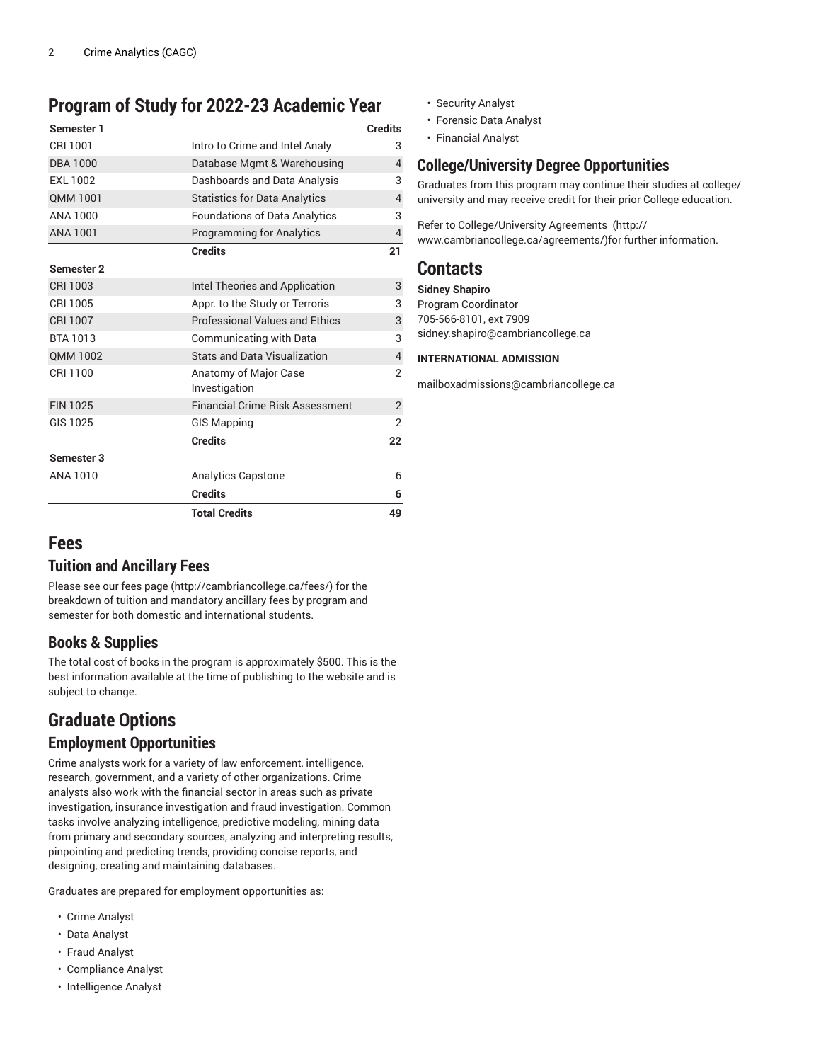## Program of Study for 2022-23 Academic Year

| | | Credits |
|---|---|---|
| **Semester 1** | | |
| CRI 1001 | Intro to Crime and Intel Analy | 3 |
| DBA 1000 | Database Mgmt & Warehousing | 4 |
| EXL 1002 | Dashboards and Data Analysis | 3 |
| QMM 1001 | Statistics for Data Analytics | 4 |
| ANA 1000 | Foundations of Data Analytics | 3 |
| ANA 1001 | Programming for Analytics | 4 |
| | **Credits** | **21** |
| **Semester 2** | | |
| CRI 1003 | Intel Theories and Application | 3 |
| CRI 1005 | Appr. to the Study or Terroris | 3 |
| CRI 1007 | Professional Values and Ethics | 3 |
| BTA 1013 | Communicating with Data | 3 |
| QMM 1002 | Stats and Data Visualization | 4 |
| CRI 1100 | Anatomy of Major Case Investigation | 2 |
| FIN 1025 | Financial Crime Risk Assessment | 2 |
| GIS 1025 | GIS Mapping | 2 |
| | **Credits** | **22** |
| **Semester 3** | | |
| ANA 1010 | Analytics Capstone | 6 |
| | **Credits** | **6** |
| | **Total Credits** | **49** |

## Fees

### Tuition and Ancillary Fees

Please see our fees page (http://cambriancollege.ca/fees/) for the breakdown of tuition and mandatory ancillary fees by program and semester for both domestic and international students.

### Books & Supplies

The total cost of books in the program is approximately $500. This is the best information available at the time of publishing to the website and is subject to change.

## Graduate Options

### Employment Opportunities

Crime analysts work for a variety of law enforcement, intelligence, research, government, and a variety of other organizations. Crime analysts also work with the financial sector in areas such as private investigation, insurance investigation and fraud investigation. Common tasks involve analyzing intelligence, predictive modeling, mining data from primary and secondary sources, analyzing and interpreting results, pinpointing and predicting trends, providing concise reports, and designing, creating and maintaining databases.

Graduates are prepared for employment opportunities as:

- Crime Analyst
- Data Analyst
- Fraud Analyst
- Compliance Analyst
- Intelligence Analyst
- Security Analyst
- Forensic Data Analyst
- Financial Analyst

### College/University Degree Opportunities

Graduates from this program may continue their studies at college/university and may receive credit for their prior College education.

Refer to College/University Agreements (http://www.cambriancollege.ca/agreements/)for further information.

## Contacts

**Sidney Shapiro**
Program Coordinator
705-566-8101, ext 7909
sidney.shapiro@cambriancollege.ca

**INTERNATIONAL ADMISSION**

mailboxadmissions@cambriancollege.ca